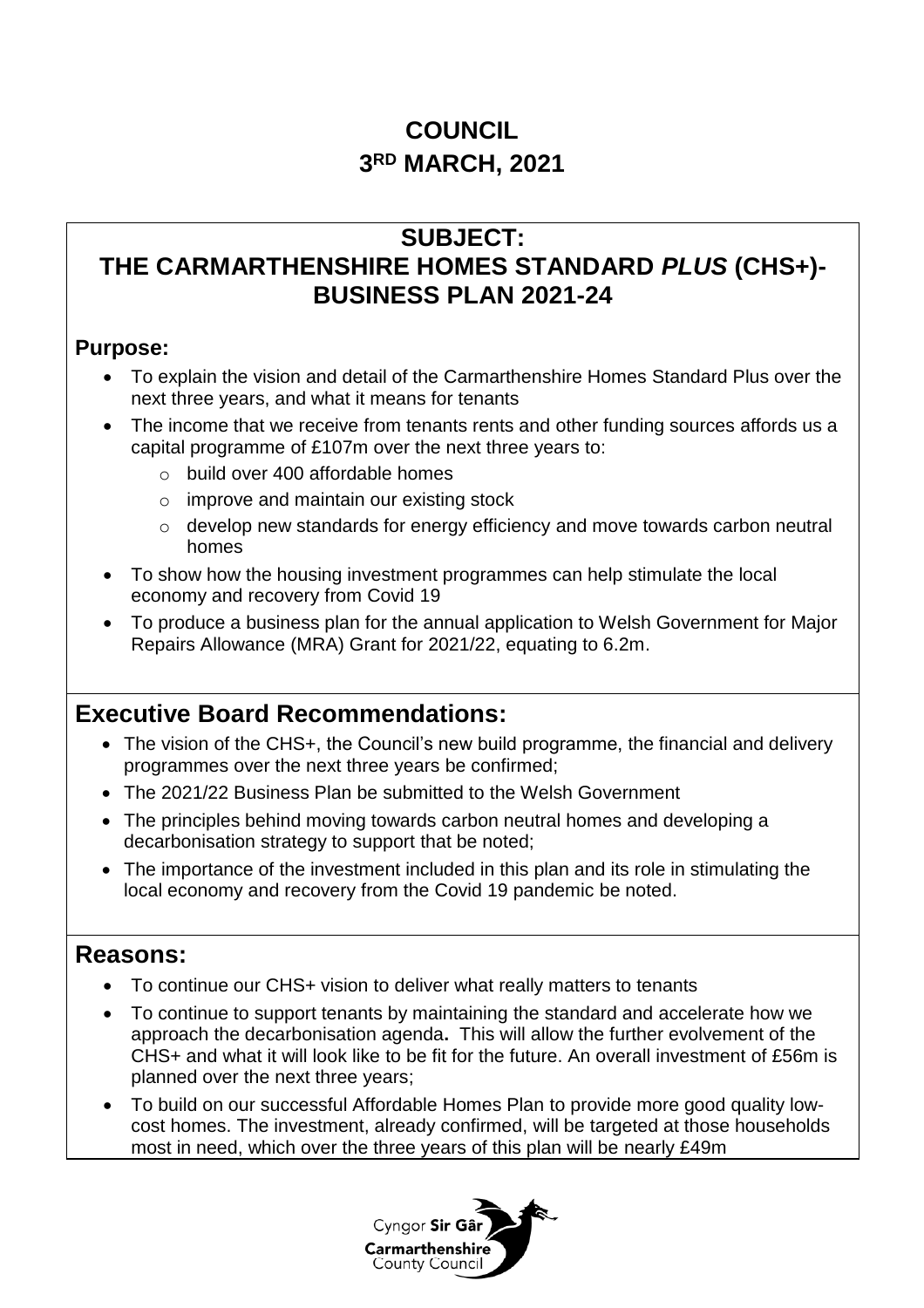# COUNCIL
# 3RD MARCH, 2021

## SUBJECT:
## THE CARMARTHENSHIRE HOMES STANDARD *PLUS* (CHS+)-BUSINESS PLAN 2021-24

**Purpose:**

- To explain the vision and detail of the Carmarthenshire Homes Standard Plus over the next three years, and what it means for tenants
- The income that we receive from tenants rents and other funding sources affords us a capital programme of £107m over the next three years to:
  - build over 400 affordable homes
  - improve and maintain our existing stock
  - develop new standards for energy efficiency and move towards carbon neutral homes
- To show how the housing investment programmes can help stimulate the local economy and recovery from Covid 19
- To produce a business plan for the annual application to Welsh Government for Major Repairs Allowance (MRA) Grant for 2021/22, equating to 6.2m.

## Executive Board Recommendations:

- The vision of the CHS+, the Council's new build programme, the financial and delivery programmes over the next three years be confirmed;
- The 2021/22 Business Plan be submitted to the Welsh Government
- The principles behind moving towards carbon neutral homes and developing a decarbonisation strategy to support that be noted;
- The importance of the investment included in this plan and its role in stimulating the local economy and recovery from the Covid 19 pandemic be noted.

## Reasons:

- To continue our CHS+ vision to deliver what really matters to tenants
- To continue to support tenants by maintaining the standard and accelerate how we approach the decarbonisation agenda**.** This will allow the further evolvement of the CHS+ and what it will look like to be fit for the future. An overall investment of £56m is planned over the next three years;
- To build on our successful Affordable Homes Plan to provide more good quality low-cost homes. The investment, already confirmed, will be targeted at those households most in need, which over the three years of this plan will be nearly £49m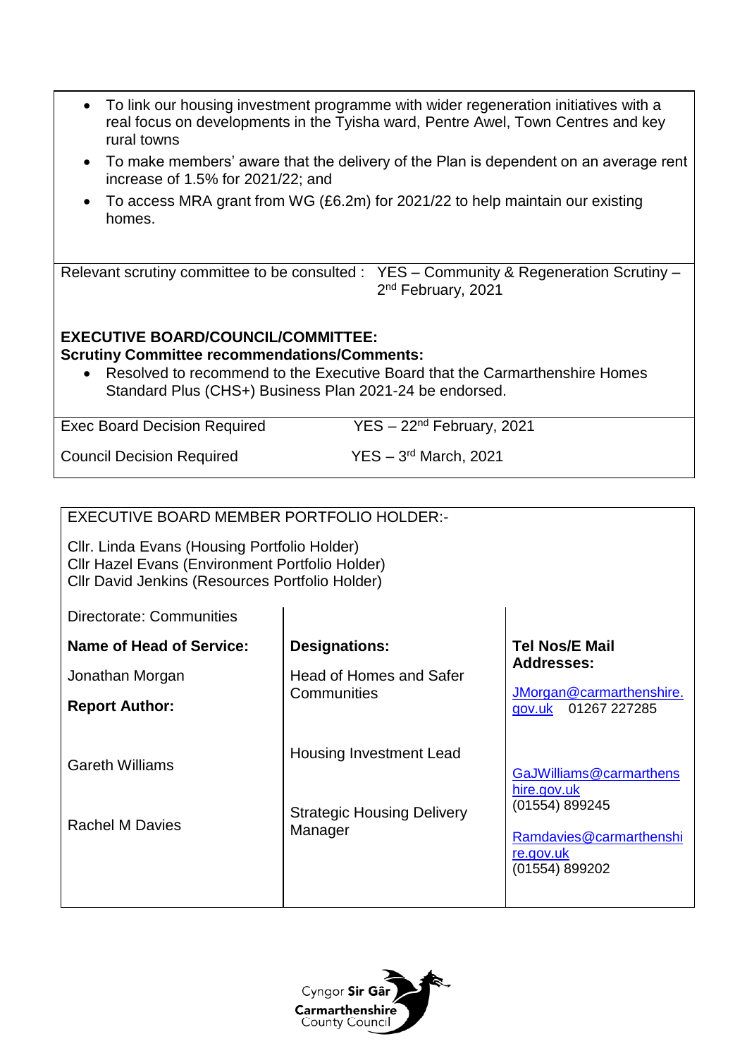- To link our housing investment programme with wider regeneration initiatives with a real focus on developments in the Tyisha ward, Pentre Awel, Town Centres and key rural towns
- To make members' aware that the delivery of the Plan is dependent on an average rent increase of 1.5% for 2021/22; and
- To access MRA grant from WG (£6.2m) for 2021/22 to help maintain our existing homes.

Relevant scrutiny committee to be consulted : YES – Community & Regeneration Scrutiny – 2nd February, 2021

**EXECUTIVE BOARD/COUNCIL/COMMITTEE:**
**Scrutiny Committee recommendations/Comments:**

- Resolved to recommend to the Executive Board that the Carmarthenshire Homes Standard Plus (CHS+) Business Plan 2021-24 be endorsed.

| | |
|---|---|
| Exec Board Decision Required | YES – 22nd February, 2021 |
| Council Decision Required | YES – 3rd March, 2021 |

EXECUTIVE BOARD MEMBER PORTFOLIO HOLDER:-

Cllr. Linda Evans (Housing Portfolio Holder)
Cllr Hazel Evans (Environment Portfolio Holder)
Cllr David Jenkins (Resources Portfolio Holder)

| Directorate: Communities | | |
|---|---|---|
| **Name of Head of Service:** | **Designations:** | **Tel Nos/E Mail Addresses:** |
| Jonathan Morgan | Head of Homes and Safer Communities | JMorgan@carmarthenshire.gov.uk 01267 227285 |
| **Report Author:** | | |
| Gareth Williams | Housing Investment Lead | GaJWilliams@carmarthenshire.gov.uk (01554) 899245 |
| Rachel M Davies | Strategic Housing Delivery Manager | Ramdavies@carmarthenshire.gov.uk (01554) 899202 |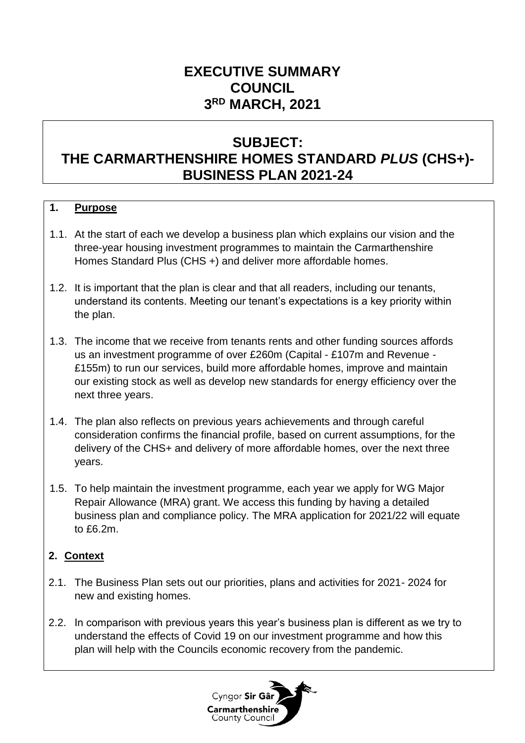# EXECUTIVE SUMMARY
# COUNCIL
# 3RD MARCH, 2021

## SUBJECT:
## THE CARMARTHENSHIRE HOMES STANDARD *PLUS* (CHS+)- BUSINESS PLAN 2021-24

**1. Purpose**

1.1. At the start of each we develop a business plan which explains our vision and the three-year housing investment programmes to maintain the Carmarthenshire Homes Standard Plus (CHS +) and deliver more affordable homes.

1.2. It is important that the plan is clear and that all readers, including our tenants, understand its contents. Meeting our tenant's expectations is a key priority within the plan.

1.3. The income that we receive from tenants rents and other funding sources affords us an investment programme of over £260m (Capital - £107m and Revenue - £155m) to run our services, build more affordable homes, improve and maintain our existing stock as well as develop new standards for energy efficiency over the next three years.

1.4. The plan also reflects on previous years achievements and through careful consideration confirms the financial profile, based on current assumptions, for the delivery of the CHS+ and delivery of more affordable homes, over the next three years.

1.5. To help maintain the investment programme, each year we apply for WG Major Repair Allowance (MRA) grant. We access this funding by having a detailed business plan and compliance policy. The MRA application for 2021/22 will equate to £6.2m.

**2. Context**

2.1. The Business Plan sets out our priorities, plans and activities for 2021- 2024 for new and existing homes.

2.2. In comparison with previous years this year's business plan is different as we try to understand the effects of Covid 19 on our investment programme and how this plan will help with the Councils economic recovery from the pandemic.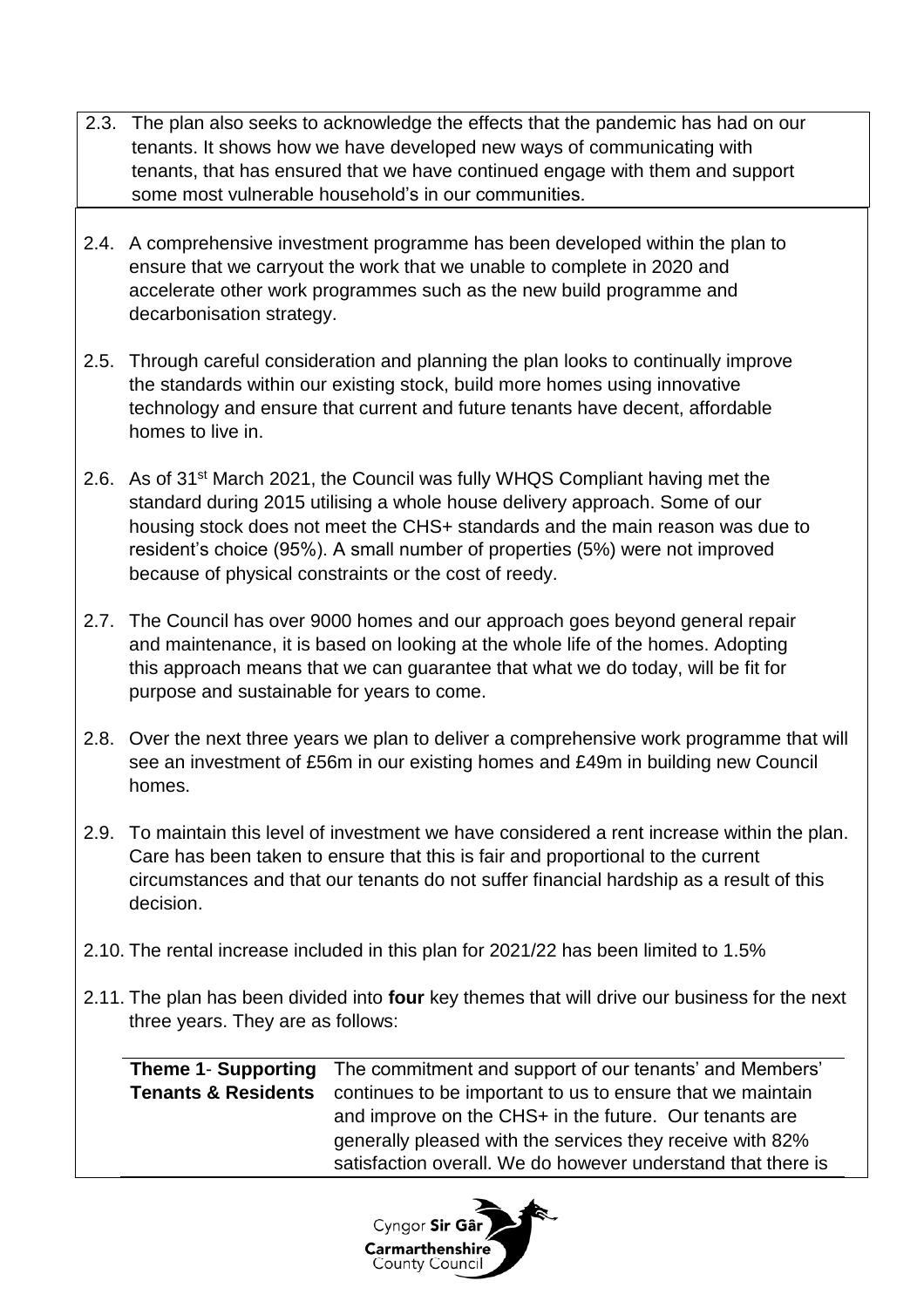2.3. The plan also seeks to acknowledge the effects that the pandemic has had on our tenants. It shows how we have developed new ways of communicating with tenants, that has ensured that we have continued engage with them and support some most vulnerable household's in our communities.

2.4. A comprehensive investment programme has been developed within the plan to ensure that we carryout the work that we unable to complete in 2020 and accelerate other work programmes such as the new build programme and decarbonisation strategy.

2.5. Through careful consideration and planning the plan looks to continually improve the standards within our existing stock, build more homes using innovative technology and ensure that current and future tenants have decent, affordable homes to live in.

2.6. As of 31st March 2021, the Council was fully WHQS Compliant having met the standard during 2015 utilising a whole house delivery approach. Some of our housing stock does not meet the CHS+ standards and the main reason was due to resident's choice (95%). A small number of properties (5%) were not improved because of physical constraints or the cost of reedy.

2.7. The Council has over 9000 homes and our approach goes beyond general repair and maintenance, it is based on looking at the whole life of the homes. Adopting this approach means that we can guarantee that what we do today, will be fit for purpose and sustainable for years to come.

2.8. Over the next three years we plan to deliver a comprehensive work programme that will see an investment of £56m in our existing homes and £49m in building new Council homes.

2.9. To maintain this level of investment we have considered a rent increase within the plan. Care has been taken to ensure that this is fair and proportional to the current circumstances and that our tenants do not suffer financial hardship as a result of this decision.

2.10. The rental increase included in this plan for 2021/22 has been limited to 1.5%

2.11. The plan has been divided into **four** key themes that will drive our business for the next three years. They are as follows:

| | |
|---|---|
| **Theme 1- Supporting Tenants & Residents** | The commitment and support of our tenants' and Members' continues to be important to us to ensure that we maintain and improve on the CHS+ in the future. Our tenants are generally pleased with the services they receive with 82% satisfaction overall. We do however understand that there is |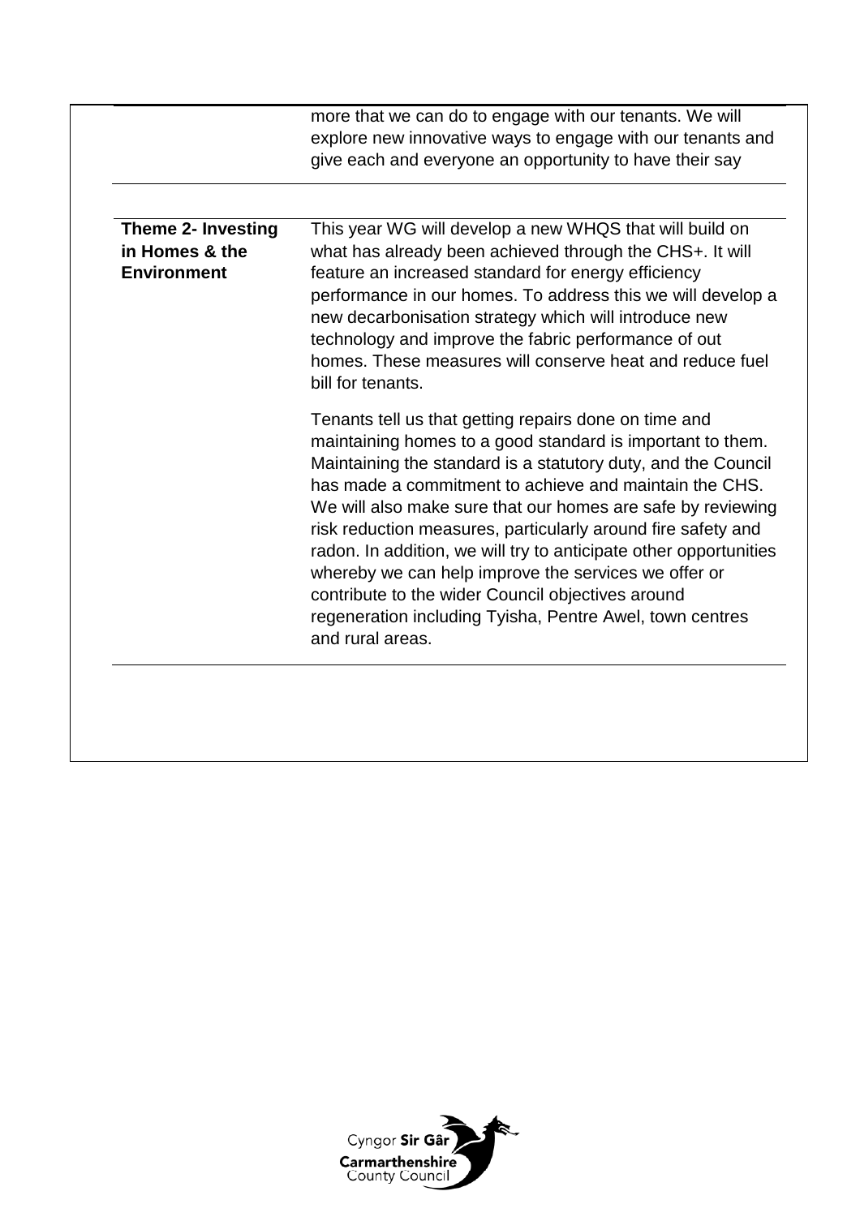| | |
|---|---|
| | more that we can do to engage with our tenants. We will explore new innovative ways to engage with our tenants and give each and everyone an opportunity to have their say |
| **Theme 2- Investing in Homes & the Environment** | This year WG will develop a new WHQS that will build on what has already been achieved through the CHS+. It will feature an increased standard for energy efficiency performance in our homes. To address this we will develop a new decarbonisation strategy which will introduce new technology and improve the fabric performance of out homes. These measures will conserve heat and reduce fuel bill for tenants.<br><br>Tenants tell us that getting repairs done on time and maintaining homes to a good standard is important to them. Maintaining the standard is a statutory duty, and the Council has made a commitment to achieve and maintain the CHS. We will also make sure that our homes are safe by reviewing risk reduction measures, particularly around fire safety and radon. In addition, we will try to anticipate other opportunities whereby we can help improve the services we offer or contribute to the wider Council objectives around regeneration including Tyisha, Pentre Awel, town centres and rural areas. |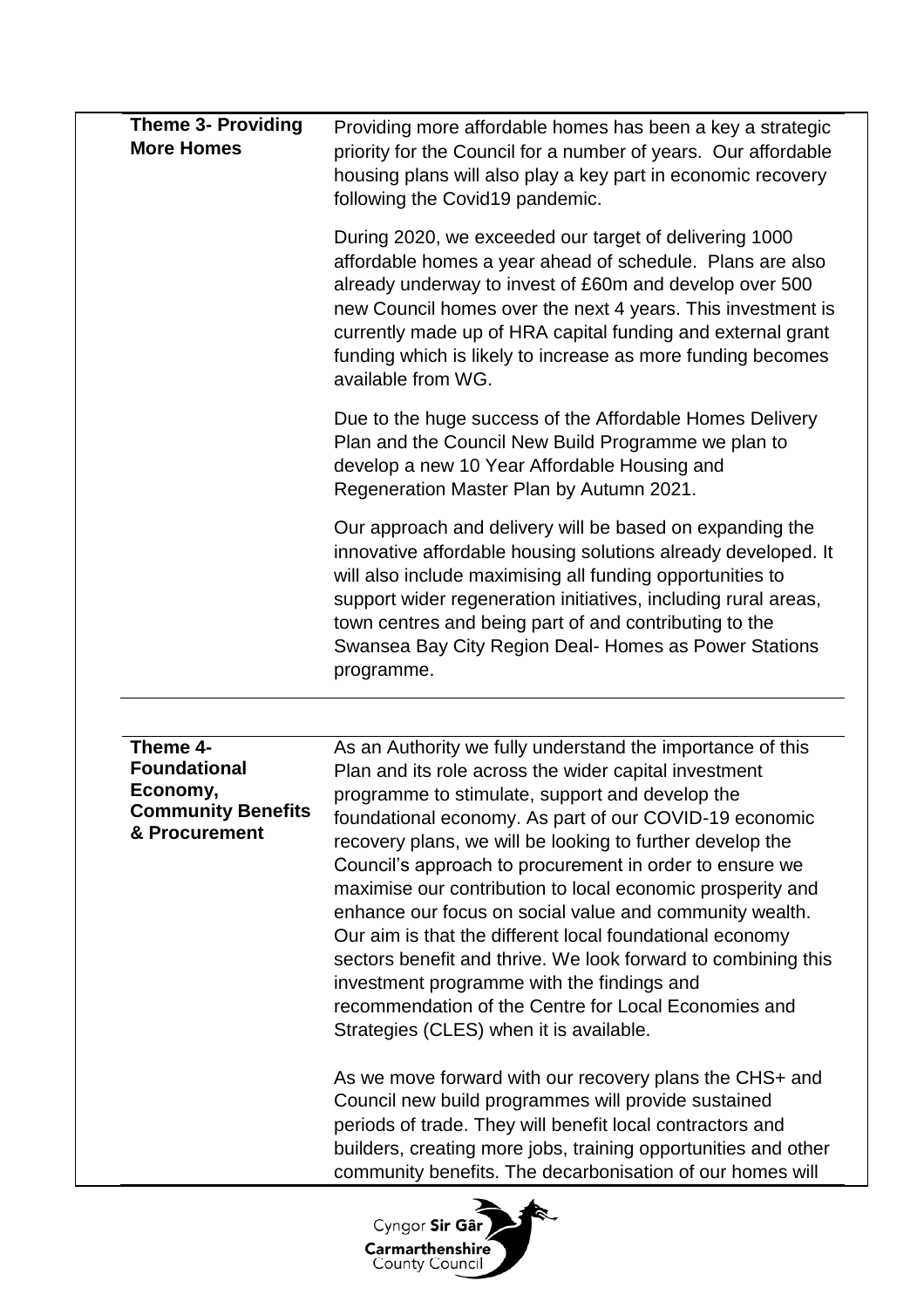| Theme | Content |
|---|---|
| **Theme 3- Providing More Homes** | Providing more affordable homes has been a key a strategic priority for the Council for a number of years. Our affordable housing plans will also play a key part in economic recovery following the Covid19 pandemic.<br><br>During 2020, we exceeded our target of delivering 1000 affordable homes a year ahead of schedule. Plans are also already underway to invest of £60m and develop over 500 new Council homes over the next 4 years. This investment is currently made up of HRA capital funding and external grant funding which is likely to increase as more funding becomes available from WG.<br><br>Due to the huge success of the Affordable Homes Delivery Plan and the Council New Build Programme we plan to develop a new 10 Year Affordable Housing and Regeneration Master Plan by Autumn 2021.<br><br>Our approach and delivery will be based on expanding the innovative affordable housing solutions already developed. It will also include maximising all funding opportunities to support wider regeneration initiatives, including rural areas, town centres and being part of and contributing to the Swansea Bay City Region Deal- Homes as Power Stations programme. |
| **Theme 4- Foundational Economy, Community Benefits & Procurement** | As an Authority we fully understand the importance of this Plan and its role across the wider capital investment programme to stimulate, support and develop the foundational economy. As part of our COVID-19 economic recovery plans, we will be looking to further develop the Council's approach to procurement in order to ensure we maximise our contribution to local economic prosperity and enhance our focus on social value and community wealth. Our aim is that the different local foundational economy sectors benefit and thrive. We look forward to combining this investment programme with the findings and recommendation of the Centre for Local Economies and Strategies (CLES) when it is available.<br><br>As we move forward with our recovery plans the CHS+ and Council new build programmes will provide sustained periods of trade. They will benefit local contractors and builders, creating more jobs, training opportunities and other community benefits. The decarbonisation of our homes will |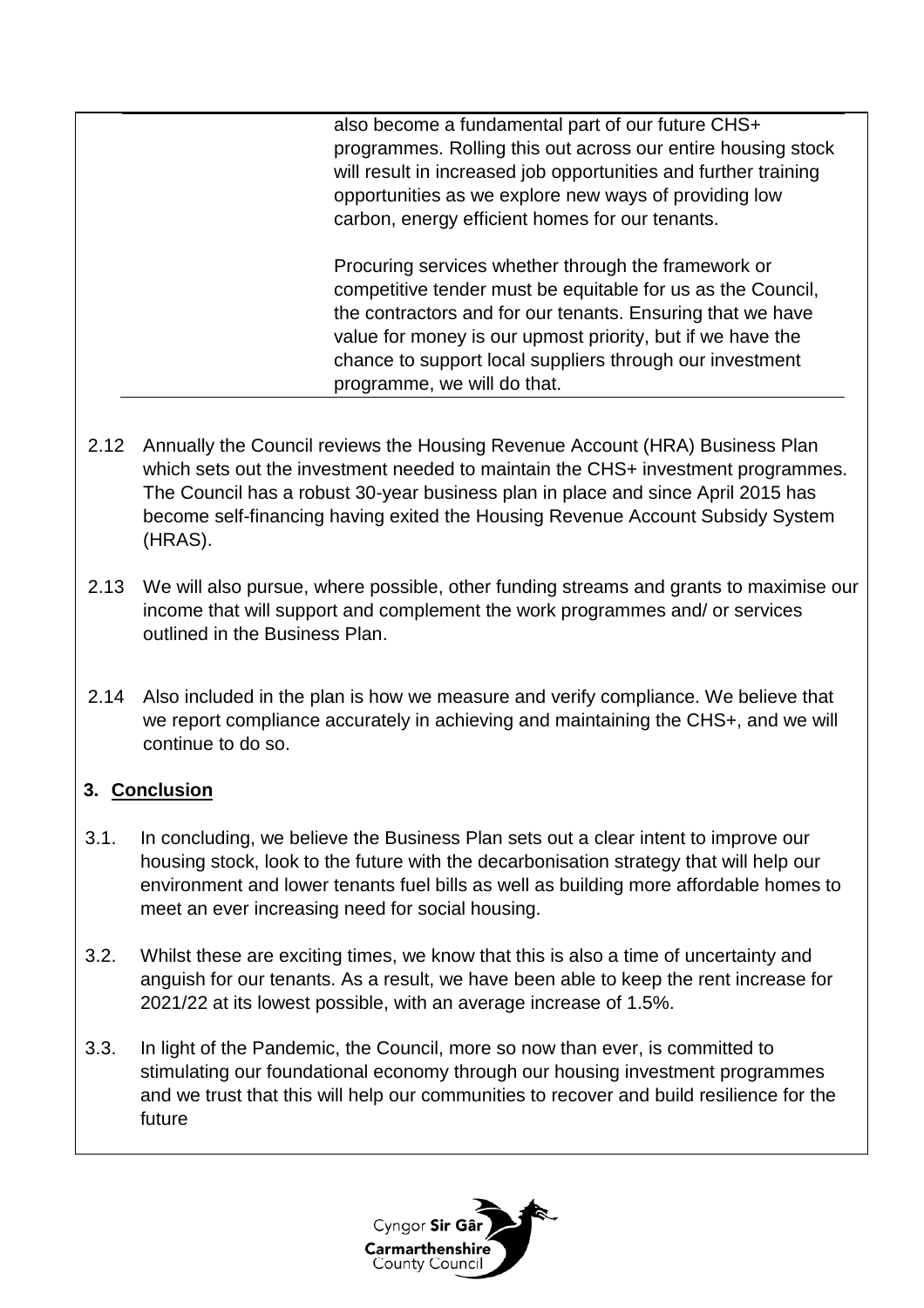| | also become a fundamental part of our future CHS+ programmes. Rolling this out across our entire housing stock will result in increased job opportunities and further training opportunities as we explore new ways of providing low carbon, energy efficient homes for our tenants.<br><br>Procuring services whether through the framework or competitive tender must be equitable for us as the Council, the contractors and for our tenants. Ensuring that we have value for money is our upmost priority, but if we have the chance to support local suppliers through our investment programme, we will do that. |
|---|---|

2.12 Annually the Council reviews the Housing Revenue Account (HRA) Business Plan which sets out the investment needed to maintain the CHS+ investment programmes. The Council has a robust 30-year business plan in place and since April 2015 has become self-financing having exited the Housing Revenue Account Subsidy System (HRAS).

2.13 We will also pursue, where possible, other funding streams and grants to maximise our income that will support and complement the work programmes and/ or services outlined in the Business Plan.

2.14 Also included in the plan is how we measure and verify compliance. We believe that we report compliance accurately in achieving and maintaining the CHS+, and we will continue to do so.

## 3. Conclusion

3.1. In concluding, we believe the Business Plan sets out a clear intent to improve our housing stock, look to the future with the decarbonisation strategy that will help our environment and lower tenants fuel bills as well as building more affordable homes to meet an ever increasing need for social housing.

3.2. Whilst these are exciting times, we know that this is also a time of uncertainty and anguish for our tenants. As a result, we have been able to keep the rent increase for 2021/22 at its lowest possible, with an average increase of 1.5%.

3.3. In light of the Pandemic, the Council, more so now than ever, is committed to stimulating our foundational economy through our housing investment programmes and we trust that this will help our communities to recover and build resilience for the future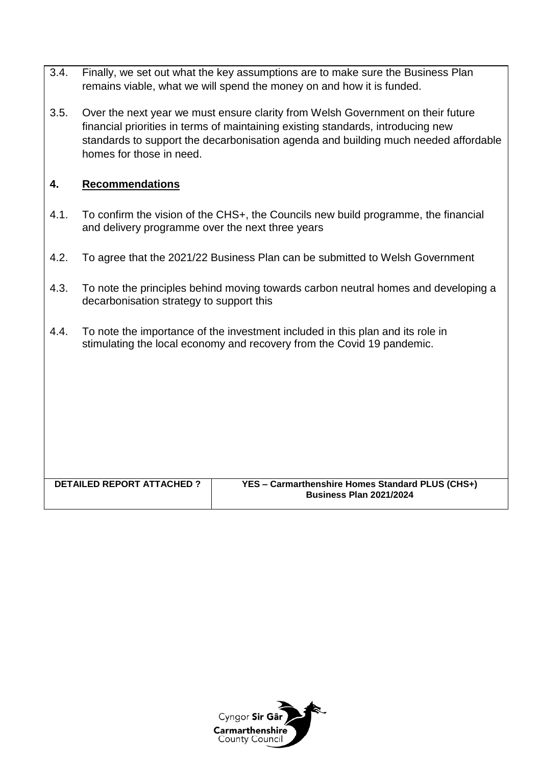3.4. Finally, we set out what the key assumptions are to make sure the Business Plan remains viable, what we will spend the money on and how it is funded.

3.5. Over the next year we must ensure clarity from Welsh Government on their future financial priorities in terms of maintaining existing standards, introducing new standards to support the decarbonisation agenda and building much needed affordable homes for those in need.

## 4. Recommendations

4.1. To confirm the vision of the CHS+, the Councils new build programme, the financial and delivery programme over the next three years

4.2. To agree that the 2021/22 Business Plan can be submitted to Welsh Government

4.3. To note the principles behind moving towards carbon neutral homes and developing a decarbonisation strategy to support this

4.4. To note the importance of the investment included in this plan and its role in stimulating the local economy and recovery from the Covid 19 pandemic.

| **DETAILED REPORT ATTACHED ?** | **YES – Carmarthenshire Homes Standard PLUS (CHS+) Business Plan 2021/2024** |
| --- | --- |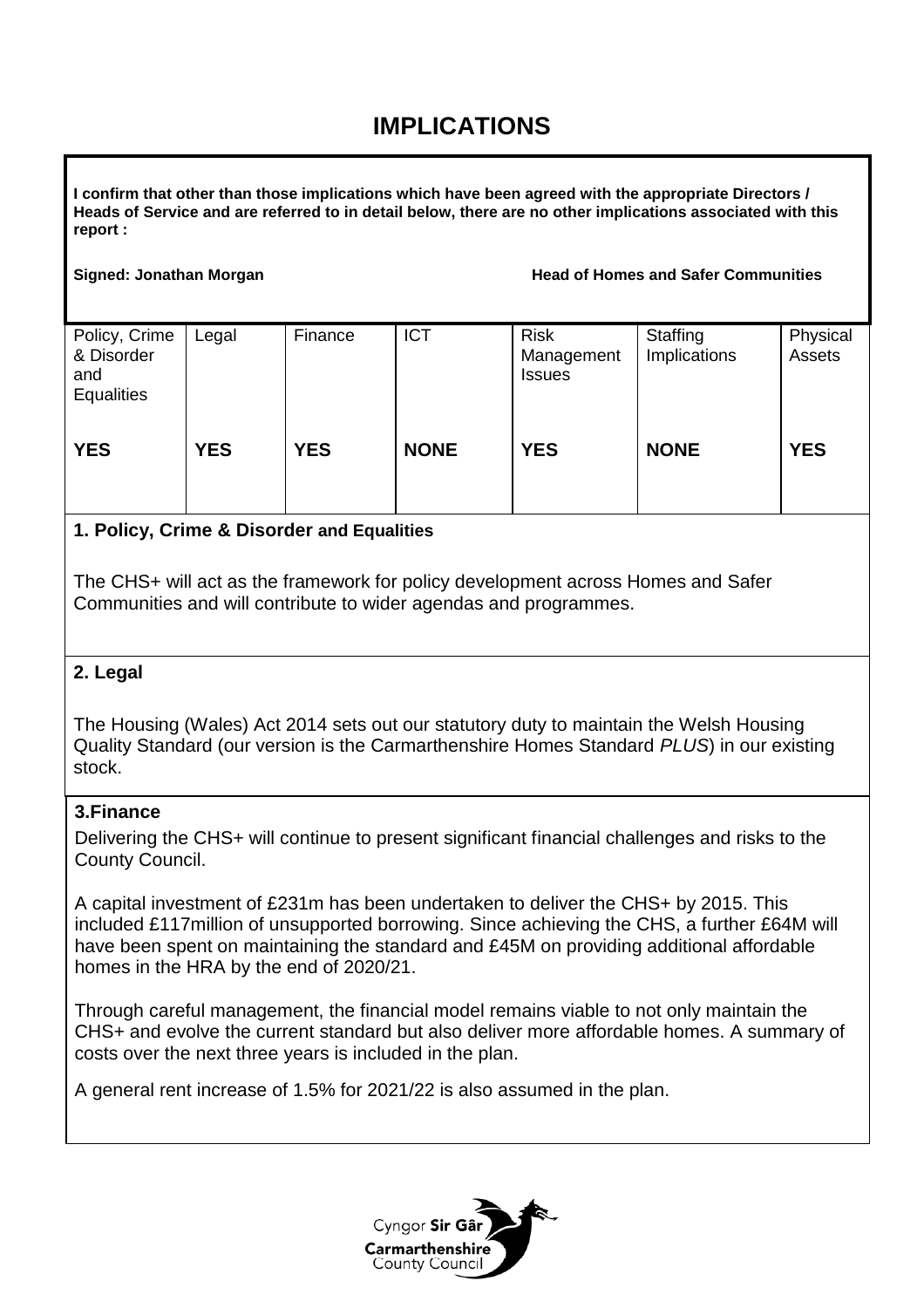# IMPLICATIONS

**I confirm that other than those implications which have been agreed with the appropriate Directors / Heads of Service and are referred to in detail below, there are no other implications associated with this report :**

**Signed: Jonathan Morgan** **Head of Homes and Safer Communities**

| Policy, Crime & Disorder and Equalities | Legal | Finance | ICT | Risk Management Issues | Staffing Implications | Physical Assets |
|---|---|---|---|---|---|---|
| **YES** | **YES** | **YES** | **NONE** | **YES** | **NONE** | **YES** |

### 1. Policy, Crime & Disorder and Equalities

The CHS+ will act as the framework for policy development across Homes and Safer Communities and will contribute to wider agendas and programmes.

### 2. Legal

The Housing (Wales) Act 2014 sets out our statutory duty to maintain the Welsh Housing Quality Standard (our version is the Carmarthenshire Homes Standard *PLUS*) in our existing stock.

### 3.Finance

Delivering the CHS+ will continue to present significant financial challenges and risks to the County Council.

A capital investment of £231m has been undertaken to deliver the CHS+ by 2015. This included £117million of unsupported borrowing. Since achieving the CHS, a further £64M will have been spent on maintaining the standard and £45M on providing additional affordable homes in the HRA by the end of 2020/21.

Through careful management, the financial model remains viable to not only maintain the CHS+ and evolve the current standard but also deliver more affordable homes. A summary of costs over the next three years is included in the plan.

A general rent increase of 1.5% for 2021/22 is also assumed in the plan.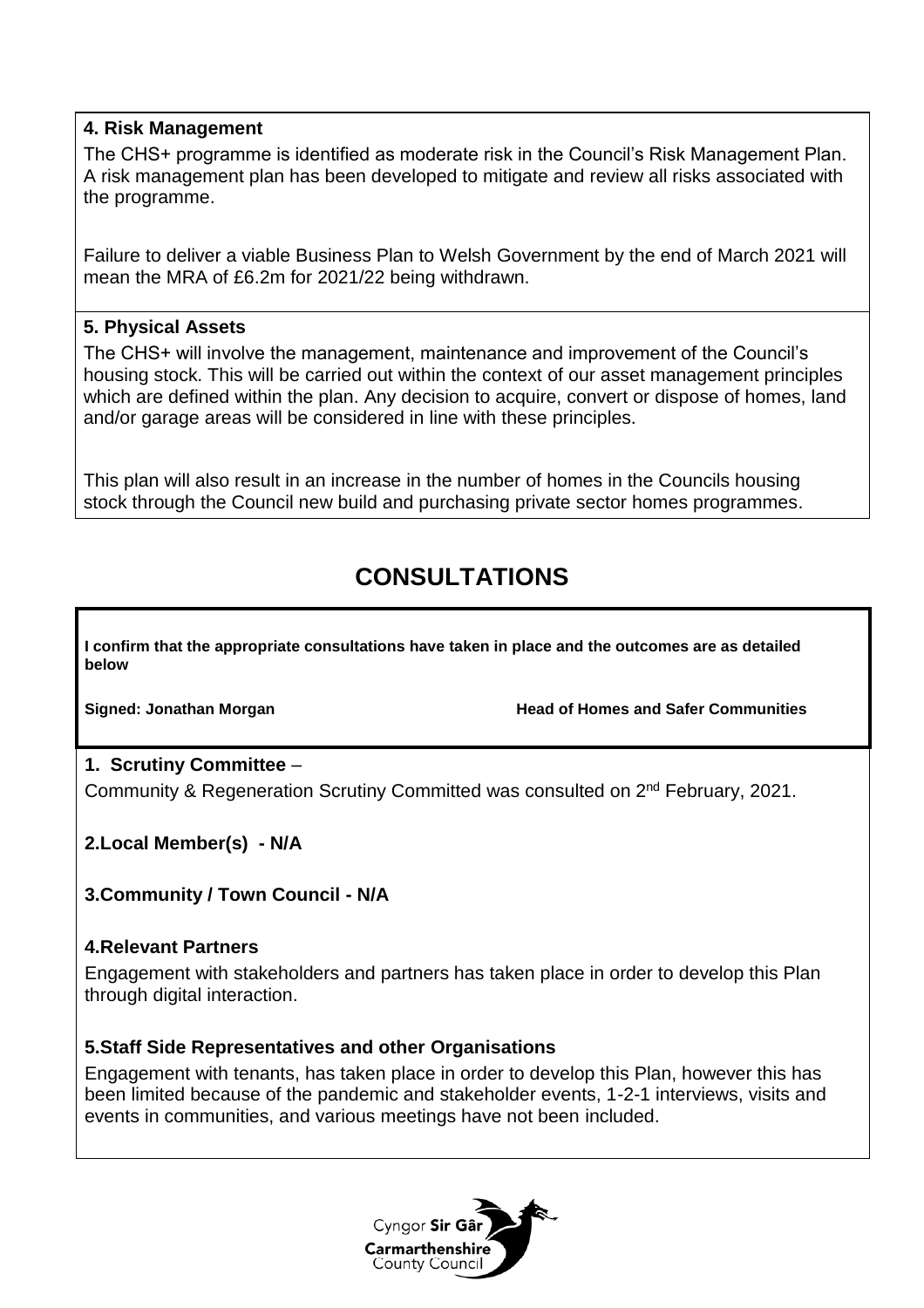**4. Risk Management**

The CHS+ programme is identified as moderate risk in the Council's Risk Management Plan. A risk management plan has been developed to mitigate and review all risks associated with the programme.

Failure to deliver a viable Business Plan to Welsh Government by the end of March 2021 will mean the MRA of £6.2m for 2021/22 being withdrawn.

**5. Physical Assets**

The CHS+ will involve the management, maintenance and improvement of the Council's housing stock. This will be carried out within the context of our asset management principles which are defined within the plan. Any decision to acquire, convert or dispose of homes, land and/or garage areas will be considered in line with these principles.

This plan will also result in an increase in the number of homes in the Councils housing stock through the Council new build and purchasing private sector homes programmes.

# CONSULTATIONS

**I confirm that the appropriate consultations have taken in place and the outcomes are as detailed below**

**Signed: Jonathan Morgan** **Head of Homes and Safer Communities**

**1. Scrutiny Committee** –

Community & Regeneration Scrutiny Committed was consulted on 2nd February, 2021.

**2.Local Member(s) - N/A**

**3.Community / Town Council - N/A**

**4.Relevant Partners**

Engagement with stakeholders and partners has taken place in order to develop this Plan through digital interaction.

**5.Staff Side Representatives and other Organisations**

Engagement with tenants, has taken place in order to develop this Plan, however this has been limited because of the pandemic and stakeholder events, 1-2-1 interviews, visits and events in communities, and various meetings have not been included.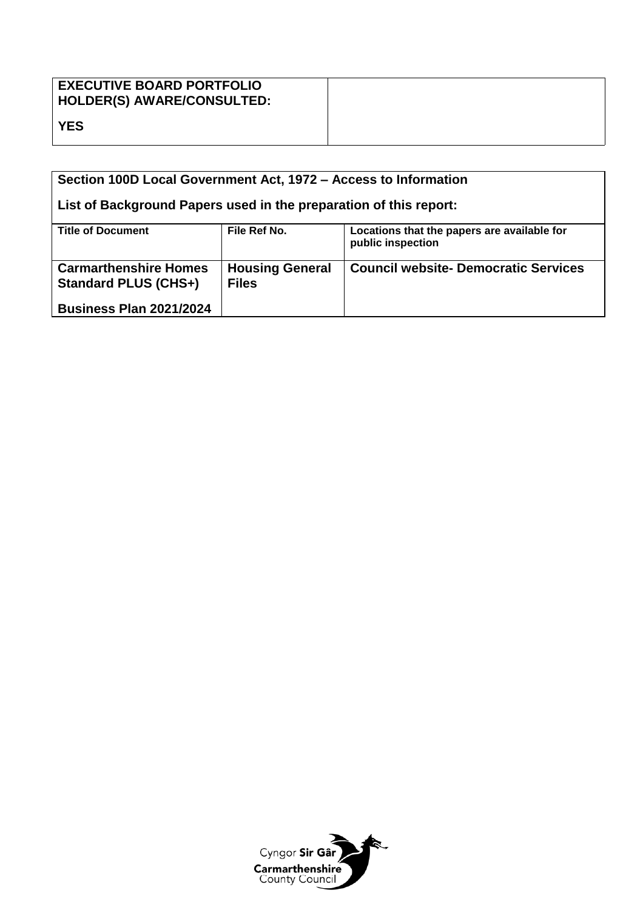| EXECUTIVE BOARD PORTFOLIO HOLDER(S) AWARE/CONSULTED: YES | |
| --- | --- |

**Section 100D Local Government Act, 1972 – Access to Information**

**List of Background Papers used in the preparation of this report:**

| Title of Document | File Ref No. | Locations that the papers are available for public inspection |
| --- | --- | --- |
| **Carmarthenshire Homes Standard PLUS (CHS+) Business Plan 2021/2024** | **Housing General Files** | **Council website- Democratic Services** |

Cyngor **Sir Gâr**
**Carmarthenshire**
County Council